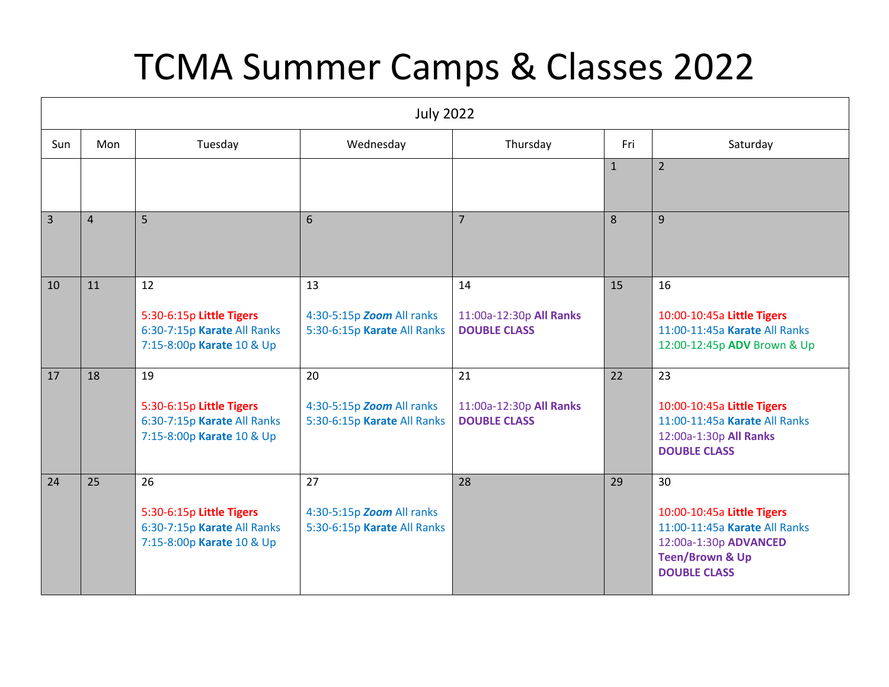# TCMA Summer Camps & Classes 2022

| July 2022 | | | | | | |
|---|---|---|---|---|---|---|
| Sun | Mon | Tuesday | Wednesday | Thursday | Fri | Saturday |
| | | | | | 1 | 2 |
| 3 | 4 | 5 | 6 | 7 | 8 | 9 |
| 10 | 11 | 12<br><br>5:30-6:15p **Little Tigers**<br>6:30-7:15p **Karate** All Ranks<br>7:15-8:00p **Karate** 10 & Up | 13<br><br>4:30-5:15p ***Zoom*** All ranks<br>5:30-6:15p **Karate** All Ranks | 14<br><br>11:00a-12:30p **All Ranks**<br>**DOUBLE CLASS** | 15 | 16<br><br>10:00-10:45a **Little Tigers**<br>11:00-11:45a **Karate** All Ranks<br>12:00-12:45p **ADV** Brown & Up |
| 17 | 18 | 19<br><br>5:30-6:15p **Little Tigers**<br>6:30-7:15p **Karate** All Ranks<br>7:15-8:00p **Karate** 10 & Up | 20<br><br>4:30-5:15p ***Zoom*** All ranks<br>5:30-6:15p **Karate** All Ranks | 21<br><br>11:00a-12:30p **All Ranks**<br>**DOUBLE CLASS** | 22 | 23<br><br>10:00-10:45a **Little Tigers**<br>11:00-11:45a **Karate** All Ranks<br>12:00a-1:30p **All Ranks**<br>**DOUBLE CLASS** |
| 24 | 25 | 26<br><br>5:30-6:15p **Little Tigers**<br>6:30-7:15p **Karate** All Ranks<br>7:15-8:00p **Karate** 10 & Up | 27<br><br>4:30-5:15p ***Zoom*** All ranks<br>5:30-6:15p **Karate** All Ranks | 28 | 29 | 30<br><br>10:00-10:45a **Little Tigers**<br>11:00-11:45a **Karate** All Ranks<br>12:00a-1:30p **ADVANCED Teen/Brown & Up**<br>**DOUBLE CLASS** |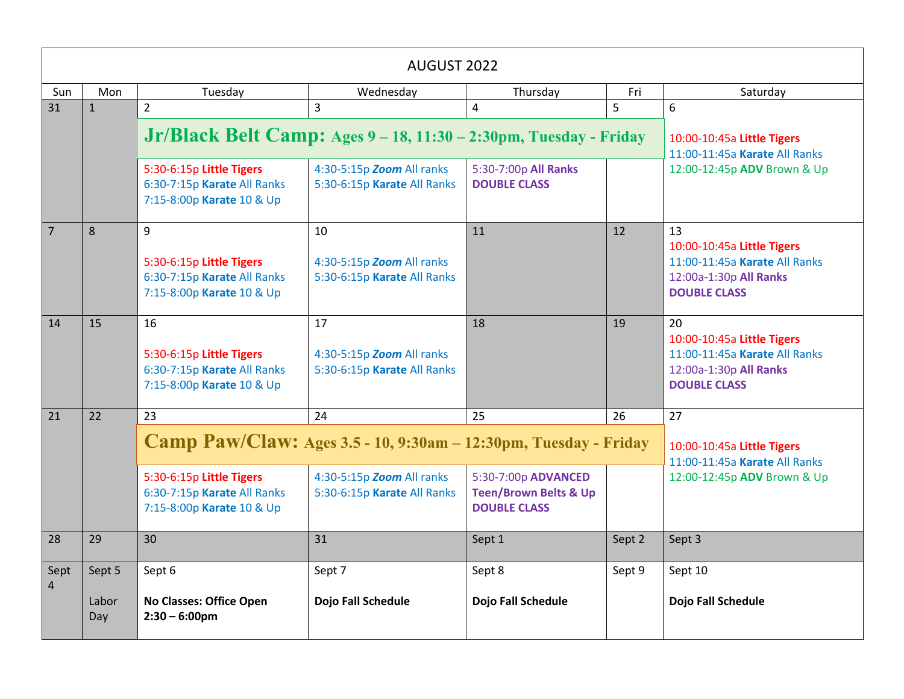| AUGUST 2022 | | | | | | |
|---|---|---|---|---|---|---|
| Sun | Mon | Tuesday | Wednesday | Thursday | Fri | Saturday |
| 31 | 1 | 2<br>**Jr/Black Belt Camp: Ages 9 – 18, 11:30 – 2:30pm, Tuesday - Friday**<br>5:30-6:15p **Little Tigers**<br>6:30-7:15p **Karate** All Ranks<br>7:15-8:00p **Karate** 10 & Up | 3<br>4:30-5:15p ***Zoom*** All ranks<br>5:30-6:15p **Karate** All Ranks | 4<br>5:30-7:00p **All Ranks DOUBLE CLASS** | 5 | 6<br>10:00-10:45a **Little Tigers**<br>11:00-11:45a **Karate** All Ranks<br>12:00-12:45p **ADV** Brown & Up |
| 7 | 8 | 9<br>5:30-6:15p **Little Tigers**<br>6:30-7:15p **Karate** All Ranks<br>7:15-8:00p **Karate** 10 & Up | 10<br>4:30-5:15p ***Zoom*** All ranks<br>5:30-6:15p **Karate** All Ranks | 11 | 12 | 13<br>10:00-10:45a **Little Tigers**<br>11:00-11:45a **Karate** All Ranks<br>12:00a-1:30p **All Ranks DOUBLE CLASS** |
| 14 | 15 | 16<br>5:30-6:15p **Little Tigers**<br>6:30-7:15p **Karate** All Ranks<br>7:15-8:00p **Karate** 10 & Up | 17<br>4:30-5:15p ***Zoom*** All ranks<br>5:30-6:15p **Karate** All Ranks | 18 | 19 | 20<br>10:00-10:45a **Little Tigers**<br>11:00-11:45a **Karate** All Ranks<br>12:00a-1:30p **All Ranks DOUBLE CLASS** |
| 21 | 22 | 23<br>**Camp Paw/Claw: Ages 3.5 - 10, 9:30am – 12:30pm, Tuesday - Friday**<br>5:30-6:15p **Little Tigers**<br>6:30-7:15p **Karate** All Ranks<br>7:15-8:00p **Karate** 10 & Up | 24<br>4:30-5:15p ***Zoom*** All ranks<br>5:30-6:15p **Karate** All Ranks | 25<br>5:30-7:00p **ADVANCED Teen/Brown Belts & Up DOUBLE CLASS** | 26 | 27<br>10:00-10:45a **Little Tigers**<br>11:00-11:45a **Karate** All Ranks<br>12:00-12:45p **ADV** Brown & Up |
| 28 | 29 | 30 | 31 | Sept 1 | Sept 2 | Sept 3 |
| Sept 4 | Sept 5<br>Labor Day | Sept 6<br>**No Classes: Office Open 2:30 – 6:00pm** | Sept 7<br>**Dojo Fall Schedule** | Sept 8<br>**Dojo Fall Schedule** | Sept 9 | Sept 10<br>**Dojo Fall Schedule** |